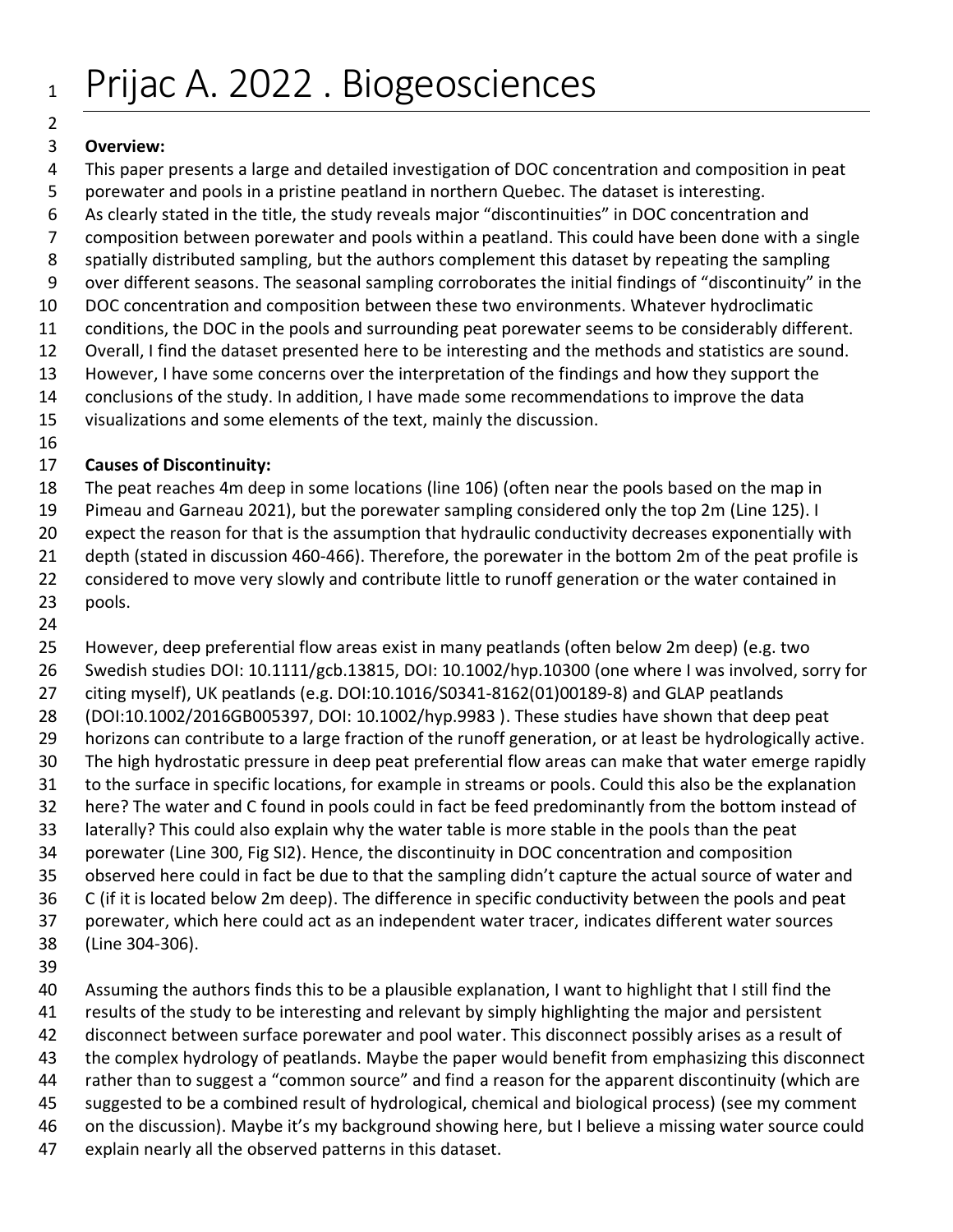# Prijac A. 2022 . Biogeosciences

**Overview:**

This paper presents a large and detailed investigation of DOC concentration and composition in peat porewater and pools in a pristine peatland in northern Quebec. The dataset is interesting. As clearly stated in the title, the study reveals major "discontinuities" in DOC concentration and composition between porewater and pools within a peatland. This could have been done with a single spatially distributed sampling, but the authors complement this dataset by repeating the sampling over different seasons. The seasonal sampling corroborates the initial findings of "discontinuity" in the DOC concentration and composition between these two environments. Whatever hydroclimatic conditions, the DOC in the pools and surrounding peat porewater seems to be considerably different. Overall, I find the dataset presented here to be interesting and the methods and statistics are sound. However, I have some concerns over the interpretation of the findings and how they support the conclusions of the study. In addition, I have made some recommendations to improve the data visualizations and some elements of the text, mainly the discussion.

**Causes of Discontinuity:**

The peat reaches 4m deep in some locations (line 106) (often near the pools based on the map in Pimeau and Garneau 2021), but the porewater sampling considered only the top 2m (Line 125). I expect the reason for that is the assumption that hydraulic conductivity decreases exponentially with depth (stated in discussion 460-466). Therefore, the porewater in the bottom 2m of the peat profile is considered to move very slowly and contribute little to runoff generation or the water contained in pools.

However, deep preferential flow areas exist in many peatlands (often below 2m deep) (e.g. two Swedish studies DOI: 10.1111/gcb.13815, DOI: 10.1002/hyp.10300 (one where I was involved, sorry for citing myself), UK peatlands (e.g. DOI:10.1016/S0341-8162(01)00189-8) and GLAP peatlands (DOI:10.1002/2016GB005397, DOI: 10.1002/hyp.9983 ). These studies have shown that deep peat horizons can contribute to a large fraction of the runoff generation, or at least be hydrologically active. The high hydrostatic pressure in deep peat preferential flow areas can make that water emerge rapidly to the surface in specific locations, for example in streams or pools. Could this also be the explanation here? The water and C found in pools could in fact be feed predominantly from the bottom instead of laterally? This could also explain why the water table is more stable in the pools than the peat porewater (Line 300, Fig SI2). Hence, the discontinuity in DOC concentration and composition observed here could in fact be due to that the sampling didn't capture the actual source of water and C (if it is located below 2m deep). The difference in specific conductivity between the pools and peat porewater, which here could act as an independent water tracer, indicates different water sources (Line 304-306).

Assuming the authors finds this to be a plausible explanation, I want to highlight that I still find the results of the study to be interesting and relevant by simply highlighting the major and persistent disconnect between surface porewater and pool water. This disconnect possibly arises as a result of the complex hydrology of peatlands. Maybe the paper would benefit from emphasizing this disconnect rather than to suggest a "common source" and find a reason for the apparent discontinuity (which are suggested to be a combined result of hydrological, chemical and biological process) (see my comment on the discussion). Maybe it's my background showing here, but I believe a missing water source could explain nearly all the observed patterns in this dataset.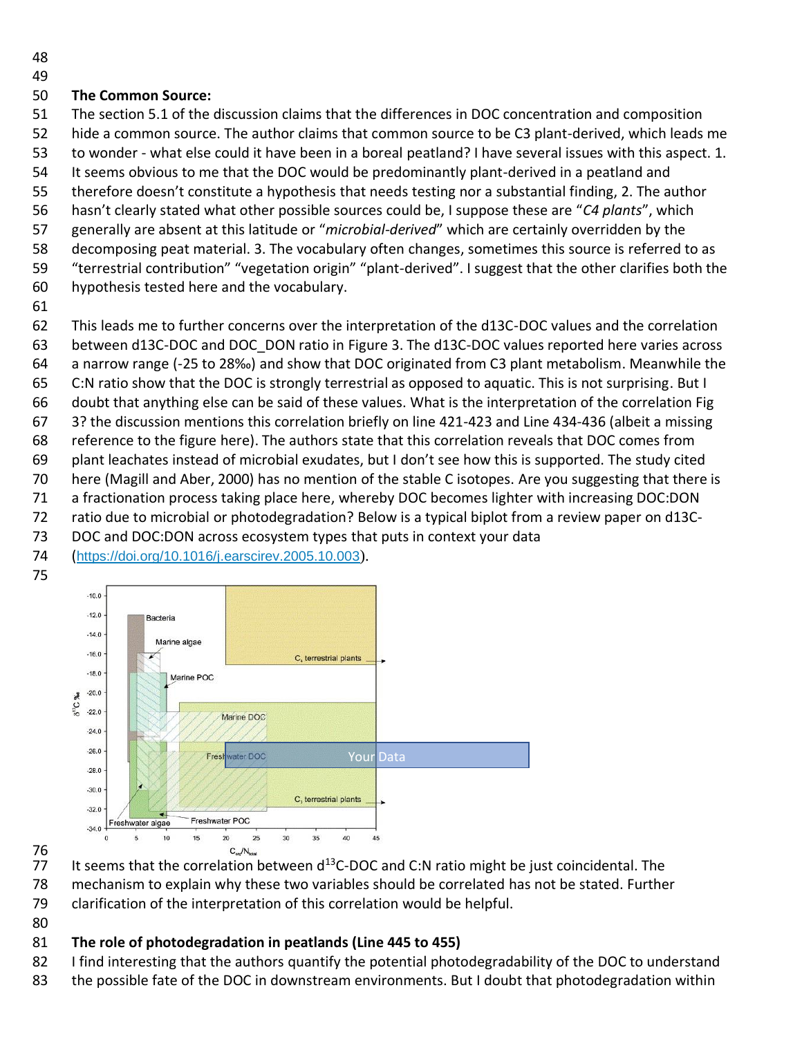**The Common Source:**

The section 5.1 of the discussion claims that the differences in DOC concentration and composition hide a common source. The author claims that common source to be C3 plant-derived, which leads me to wonder - what else could it have been in a boreal peatland? I have several issues with this aspect. 1. It seems obvious to me that the DOC would be predominantly plant-derived in a peatland and therefore doesn't constitute a hypothesis that needs testing nor a substantial finding, 2. The author hasn't clearly stated what other possible sources could be, I suppose these are "*C4 plants*", which generally are absent at this latitude or "*microbial-derived*" which are certainly overridden by the decomposing peat material. 3. The vocabulary often changes, sometimes this source is referred to as "terrestrial contribution" "vegetation origin" "plant-derived". I suggest that the other clarifies both the hypothesis tested here and the vocabulary.

This leads me to further concerns over the interpretation of the d13C-DOC values and the correlation between d13C-DOC and DOC_DON ratio in Figure 3. The d13C-DOC values reported here varies across a narrow range (-25 to 28‰) and show that DOC originated from C3 plant metabolism. Meanwhile the C:N ratio show that the DOC is strongly terrestrial as opposed to aquatic. This is not surprising. But I doubt that anything else can be said of these values. What is the interpretation of the correlation Fig 3? the discussion mentions this correlation briefly on line 421-423 and Line 434-436 (albeit a missing reference to the figure here). The authors state that this correlation reveals that DOC comes from plant leachates instead of microbial exudates, but I don't see how this is supported. The study cited here (Magill and Aber, 2000) has no mention of the stable C isotopes. Are you suggesting that there is a fractionation process taking place here, whereby DOC becomes lighter with increasing DOC:DON ratio due to microbial or photodegradation? Below is a typical biplot from a review paper on d13C-DOC and DOC:DON across ecosystem types that puts in context your data (https://doi.org/10.1016/j.earscirev.2005.10.003).

It seems that the correlation between d$^{13}$C-DOC and C:N ratio might be just coincidental. The mechanism to explain why these two variables should be correlated has not be stated. Further clarification of the interpretation of this correlation would be helpful.

**The role of photodegradation in peatlands (Line 445 to 455)**

I find interesting that the authors quantify the potential photodegradability of the DOC to understand the possible fate of the DOC in downstream environments. But I doubt that photodegradation within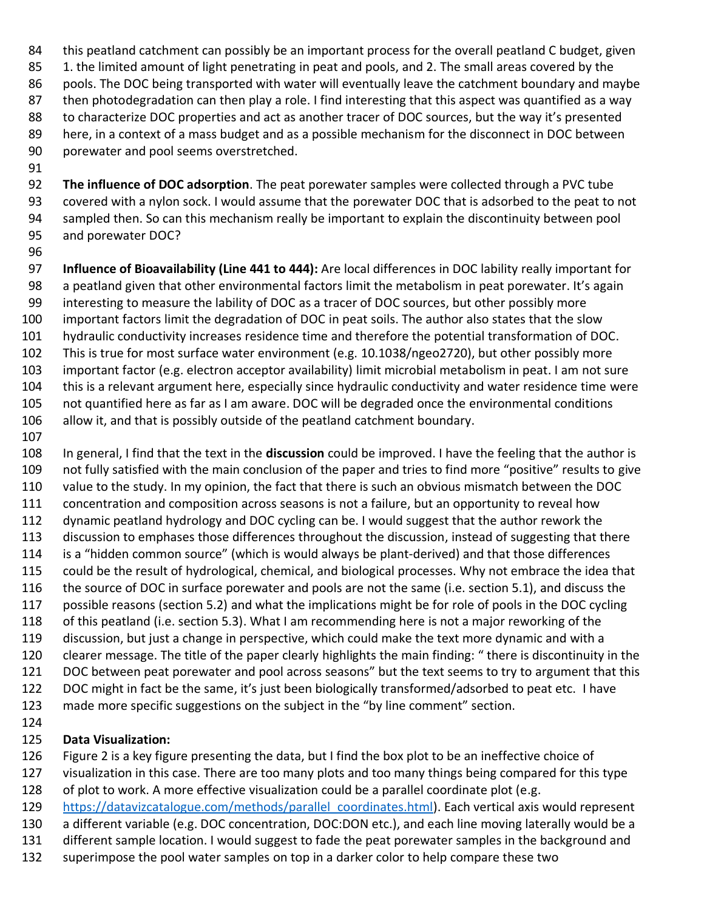this peatland catchment can possibly be an important process for the overall peatland C budget, given 1. the limited amount of light penetrating in peat and pools, and 2. The small areas covered by the pools. The DOC being transported with water will eventually leave the catchment boundary and maybe then photodegradation can then play a role. I find interesting that this aspect was quantified as a way to characterize DOC properties and act as another tracer of DOC sources, but the way it's presented here, in a context of a mass budget and as a possible mechanism for the disconnect in DOC between porewater and pool seems overstretched.

**The influence of DOC adsorption**. The peat porewater samples were collected through a PVC tube covered with a nylon sock. I would assume that the porewater DOC that is adsorbed to the peat to not sampled then. So can this mechanism really be important to explain the discontinuity between pool and porewater DOC?

**Influence of Bioavailability (Line 441 to 444):** Are local differences in DOC lability really important for a peatland given that other environmental factors limit the metabolism in peat porewater. It's again interesting to measure the lability of DOC as a tracer of DOC sources, but other possibly more important factors limit the degradation of DOC in peat soils. The author also states that the slow hydraulic conductivity increases residence time and therefore the potential transformation of DOC. This is true for most surface water environment (e.g. 10.1038/ngeo2720), but other possibly more important factor (e.g. electron acceptor availability) limit microbial metabolism in peat. I am not sure this is a relevant argument here, especially since hydraulic conductivity and water residence time were not quantified here as far as I am aware. DOC will be degraded once the environmental conditions allow it, and that is possibly outside of the peatland catchment boundary.

In general, I find that the text in the **discussion** could be improved. I have the feeling that the author is not fully satisfied with the main conclusion of the paper and tries to find more "positive" results to give value to the study. In my opinion, the fact that there is such an obvious mismatch between the DOC concentration and composition across seasons is not a failure, but an opportunity to reveal how dynamic peatland hydrology and DOC cycling can be. I would suggest that the author rework the discussion to emphases those differences throughout the discussion, instead of suggesting that there is a "hidden common source" (which is would always be plant-derived) and that those differences could be the result of hydrological, chemical, and biological processes. Why not embrace the idea that the source of DOC in surface porewater and pools are not the same (i.e. section 5.1), and discuss the possible reasons (section 5.2) and what the implications might be for role of pools in the DOC cycling of this peatland (i.e. section 5.3). What I am recommending here is not a major reworking of the discussion, but just a change in perspective, which could make the text more dynamic and with a clearer message. The title of the paper clearly highlights the main finding: " there is discontinuity in the DOC between peat porewater and pool across seasons" but the text seems to try to argument that this DOC might in fact be the same, it's just been biologically transformed/adsorbed to peat etc. I have made more specific suggestions on the subject in the "by line comment" section.

**Data Visualization:**

Figure 2 is a key figure presenting the data, but I find the box plot to be an ineffective choice of visualization in this case. There are too many plots and too many things being compared for this type of plot to work. A more effective visualization could be a parallel coordinate plot (e.g. https://datavizcatalogue.com/methods/parallel_coordinates.html). Each vertical axis would represent a different variable (e.g. DOC concentration, DOC:DON etc.), and each line moving laterally would be a different sample location. I would suggest to fade the peat porewater samples in the background and superimpose the pool water samples on top in a darker color to help compare these two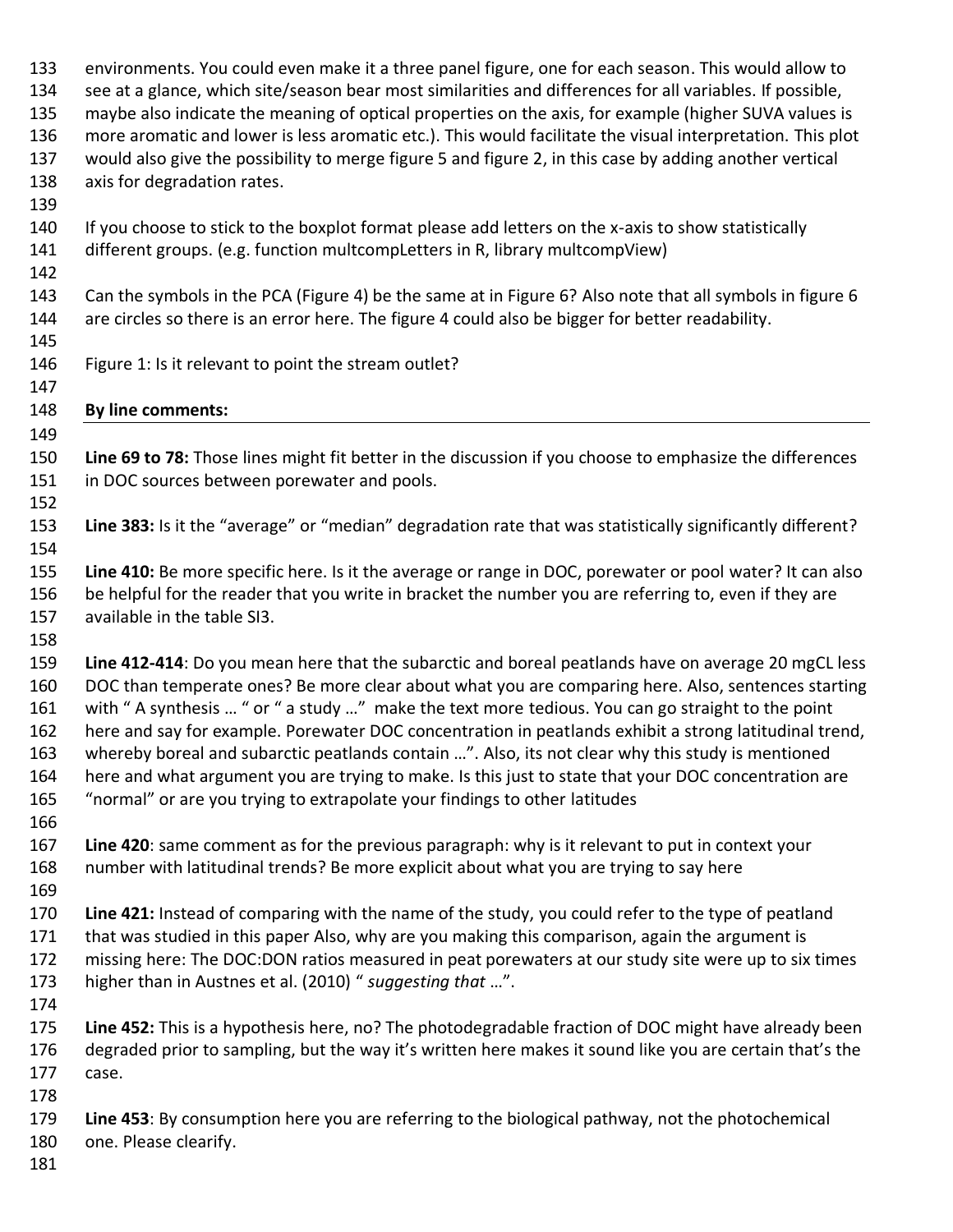environments. You could even make it a three panel figure, one for each season. This would allow to see at a glance, which site/season bear most similarities and differences for all variables. If possible, maybe also indicate the meaning of optical properties on the axis, for example (higher SUVA values is more aromatic and lower is less aromatic etc.). This would facilitate the visual interpretation. This plot would also give the possibility to merge figure 5 and figure 2, in this case by adding another vertical axis for degradation rates.

If you choose to stick to the boxplot format please add letters on the x-axis to show statistically different groups. (e.g. function multcompLetters in R, library multcompView)

Can the symbols in the PCA (Figure 4) be the same at in Figure 6? Also note that all symbols in figure 6 are circles so there is an error here. The figure 4 could also be bigger for better readability.

Figure 1: Is it relevant to point the stream outlet?

**By line comments:**

**Line 69 to 78:** Those lines might fit better in the discussion if you choose to emphasize the differences in DOC sources between porewater and pools.

**Line 383:** Is it the "average" or "median" degradation rate that was statistically significantly different?

**Line 410:** Be more specific here. Is it the average or range in DOC, porewater or pool water? It can also be helpful for the reader that you write in bracket the number you are referring to, even if they are available in the table SI3.

**Line 412-414**: Do you mean here that the subarctic and boreal peatlands have on average 20 mgCL less DOC than temperate ones? Be more clear about what you are comparing here. Also, sentences starting with " A synthesis … " or " a study …" make the text more tedious. You can go straight to the point here and say for example. Porewater DOC concentration in peatlands exhibit a strong latitudinal trend, whereby boreal and subarctic peatlands contain …". Also, its not clear why this study is mentioned here and what argument you are trying to make. Is this just to state that your DOC concentration are "normal" or are you trying to extrapolate your findings to other latitudes

**Line 420**: same comment as for the previous paragraph: why is it relevant to put in context your number with latitudinal trends? Be more explicit about what you are trying to say here

**Line 421:** Instead of comparing with the name of the study, you could refer to the type of peatland that was studied in this paper Also, why are you making this comparison, again the argument is missing here: The DOC:DON ratios measured in peat porewaters at our study site were up to six times higher than in Austnes et al. (2010) " *suggesting that* …".

**Line 452:** This is a hypothesis here, no? The photodegradable fraction of DOC might have already been degraded prior to sampling, but the way it's written here makes it sound like you are certain that's the case.

**Line 453**: By consumption here you are referring to the biological pathway, not the photochemical one. Please clearify.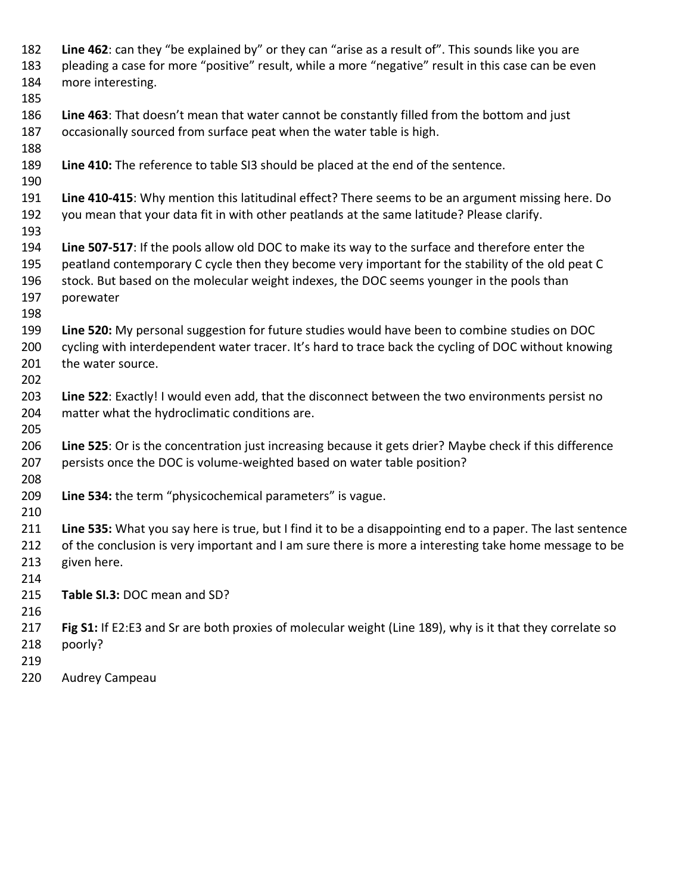**Line 462**: can they "be explained by" or they can "arise as a result of". This sounds like you are pleading a case for more "positive" result, while a more "negative" result in this case can be even more interesting.

**Line 463**: That doesn't mean that water cannot be constantly filled from the bottom and just occasionally sourced from surface peat when the water table is high.

**Line 410:** The reference to table SI3 should be placed at the end of the sentence.

**Line 410-415**: Why mention this latitudinal effect? There seems to be an argument missing here. Do you mean that your data fit in with other peatlands at the same latitude? Please clarify.

**Line 507-517**: If the pools allow old DOC to make its way to the surface and therefore enter the peatland contemporary C cycle then they become very important for the stability of the old peat C stock. But based on the molecular weight indexes, the DOC seems younger in the pools than porewater

**Line 520:** My personal suggestion for future studies would have been to combine studies on DOC cycling with interdependent water tracer. It's hard to trace back the cycling of DOC without knowing the water source.

**Line 522**: Exactly! I would even add, that the disconnect between the two environments persist no matter what the hydroclimatic conditions are.

**Line 525**: Or is the concentration just increasing because it gets drier? Maybe check if this difference persists once the DOC is volume-weighted based on water table position?

**Line 534:** the term "physicochemical parameters" is vague.

**Line 535:** What you say here is true, but I find it to be a disappointing end to a paper. The last sentence of the conclusion is very important and I am sure there is more a interesting take home message to be given here.

**Table SI.3:** DOC mean and SD?

**Fig S1:** If E2:E3 and Sr are both proxies of molecular weight (Line 189), why is it that they correlate so poorly?

Audrey Campeau